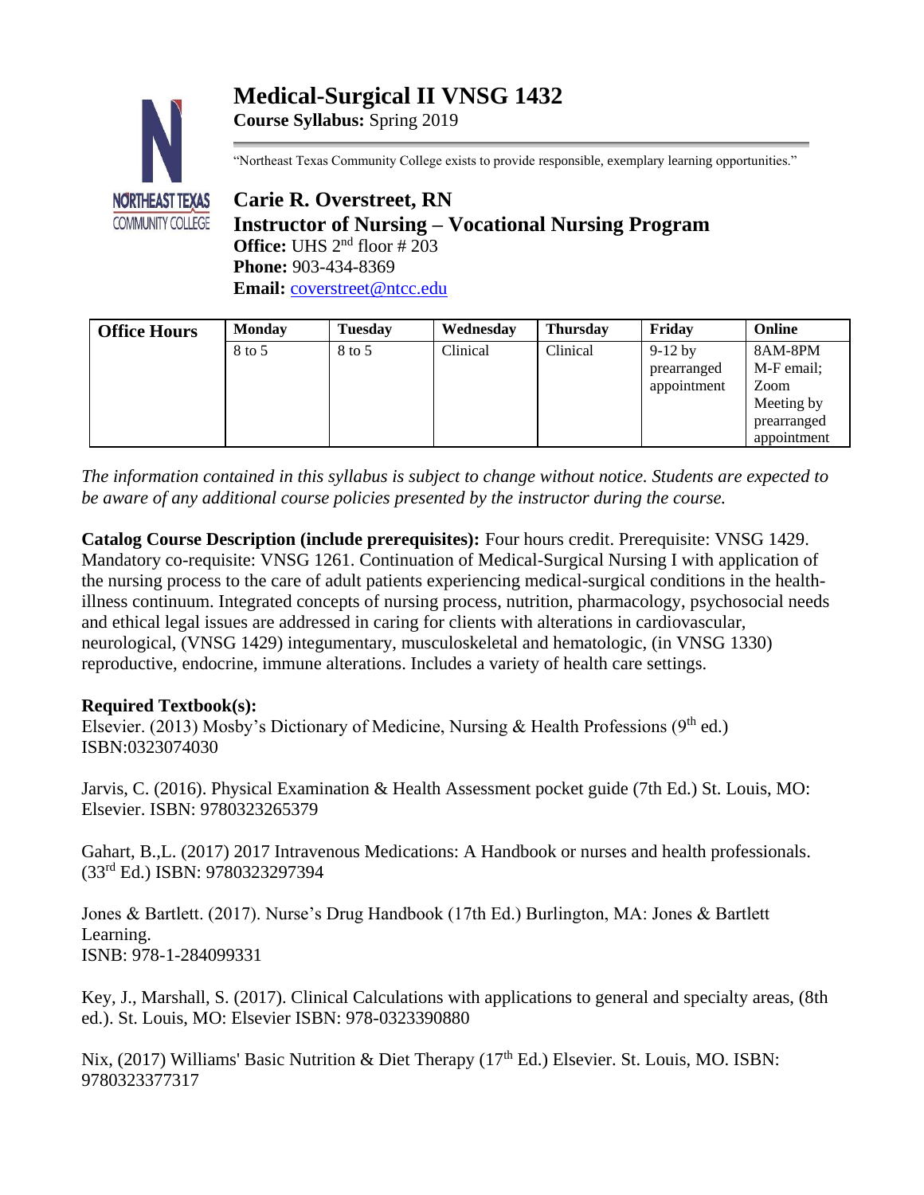# Medical-Surgical II VNSG 1432

**Course Syllabus:** Spring 2019

"Northeast Texas Community College exists to provide responsible, exemplary learning opportunities."

## Carie R. Overstreet, RN

## Instructor of Nursing – Vocational Nursing Program

**Office:** UHS 2nd floor # 203
**Phone:** 903-434-8369
**Email:** coverstreet@ntcc.edu

| Office Hours | Monday | Tuesday | Wednesday | Thursday | Friday | Online |
|---|---|---|---|---|---|---|
| | 8 to 5 | 8 to 5 | Clinical | Clinical | 9-12 by prearranged appointment | 8AM-8PM M-F email; Zoom Meeting by prearranged appointment |

*The information contained in this syllabus is subject to change without notice. Students are expected to be aware of any additional course policies presented by the instructor during the course.*

**Catalog Course Description (include prerequisites):** Four hours credit. Prerequisite: VNSG 1429. Mandatory co-requisite: VNSG 1261. Continuation of Medical-Surgical Nursing I with application of the nursing process to the care of adult patients experiencing medical-surgical conditions in the health-illness continuum. Integrated concepts of nursing process, nutrition, pharmacology, psychosocial needs and ethical legal issues are addressed in caring for clients with alterations in cardiovascular, neurological, (VNSG 1429) integumentary, musculoskeletal and hematologic, (in VNSG 1330) reproductive, endocrine, immune alterations. Includes a variety of health care settings.

**Required Textbook(s):**

Elsevier. (2013) Mosby's Dictionary of Medicine, Nursing & Health Professions (9th ed.) ISBN:0323074030

Jarvis, C. (2016). Physical Examination & Health Assessment pocket guide (7th Ed.) St. Louis, MO: Elsevier. ISBN: 9780323265379

Gahart, B.,L. (2017) 2017 Intravenous Medications: A Handbook or nurses and health professionals. (33rd Ed.) ISBN: 9780323297394

Jones & Bartlett. (2017). Nurse's Drug Handbook (17th Ed.) Burlington, MA: Jones & Bartlett Learning.
ISNB: 978-1-284099331

Key, J., Marshall, S. (2017). Clinical Calculations with applications to general and specialty areas, (8th ed.). St. Louis, MO: Elsevier ISBN: 978-0323390880

Nix, (2017) Williams' Basic Nutrition & Diet Therapy (17th Ed.) Elsevier. St. Louis, MO. ISBN: 9780323377317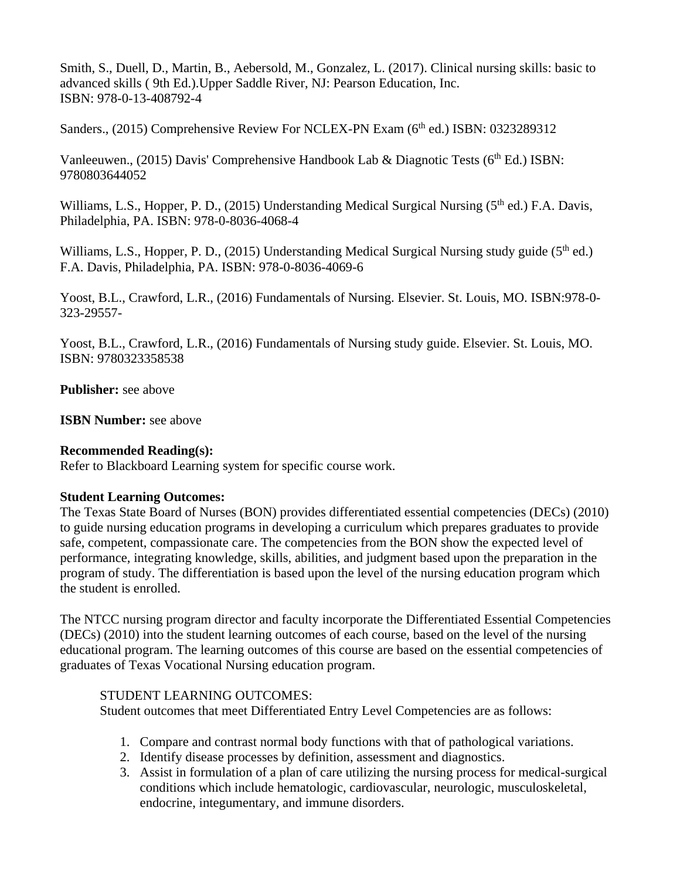Smith, S., Duell, D., Martin, B., Aebersold, M., Gonzalez, L. (2017). Clinical nursing skills: basic to advanced skills ( 9th Ed.).Upper Saddle River, NJ: Pearson Education, Inc.
ISBN: 978-0-13-408792-4

Sanders., (2015) Comprehensive Review For NCLEX-PN Exam (6th ed.) ISBN: 0323289312

Vanleeuwen., (2015) Davis' Comprehensive Handbook Lab & Diagnotic Tests (6th Ed.) ISBN: 9780803644052

Williams, L.S., Hopper, P. D., (2015) Understanding Medical Surgical Nursing (5th ed.) F.A. Davis, Philadelphia, PA. ISBN: 978-0-8036-4068-4

Williams, L.S., Hopper, P. D., (2015) Understanding Medical Surgical Nursing study guide (5th ed.) F.A. Davis, Philadelphia, PA. ISBN: 978-0-8036-4069-6

Yoost, B.L., Crawford, L.R., (2016) Fundamentals of Nursing. Elsevier. St. Louis, MO. ISBN:978-0-323-29557-

Yoost, B.L., Crawford, L.R., (2016) Fundamentals of Nursing study guide. Elsevier. St. Louis, MO. ISBN: 9780323358538

**Publisher:** see above

**ISBN Number:** see above

**Recommended Reading(s):**
Refer to Blackboard Learning system for specific course work.

**Student Learning Outcomes:**
The Texas State Board of Nurses (BON) provides differentiated essential competencies (DECs) (2010) to guide nursing education programs in developing a curriculum which prepares graduates to provide safe, competent, compassionate care. The competencies from the BON show the expected level of performance, integrating knowledge, skills, abilities, and judgment based upon the preparation in the program of study. The differentiation is based upon the level of the nursing education program which the student is enrolled.

The NTCC nursing program director and faculty incorporate the Differentiated Essential Competencies (DECs) (2010) into the student learning outcomes of each course, based on the level of the nursing educational program. The learning outcomes of this course are based on the essential competencies of graduates of Texas Vocational Nursing education program.

STUDENT LEARNING OUTCOMES:
Student outcomes that meet Differentiated Entry Level Competencies are as follows:

1. Compare and contrast normal body functions with that of pathological variations.
2. Identify disease processes by definition, assessment and diagnostics.
3. Assist in formulation of a plan of care utilizing the nursing process for medical-surgical conditions which include hematologic, cardiovascular, neurologic, musculoskeletal, endocrine, integumentary, and immune disorders.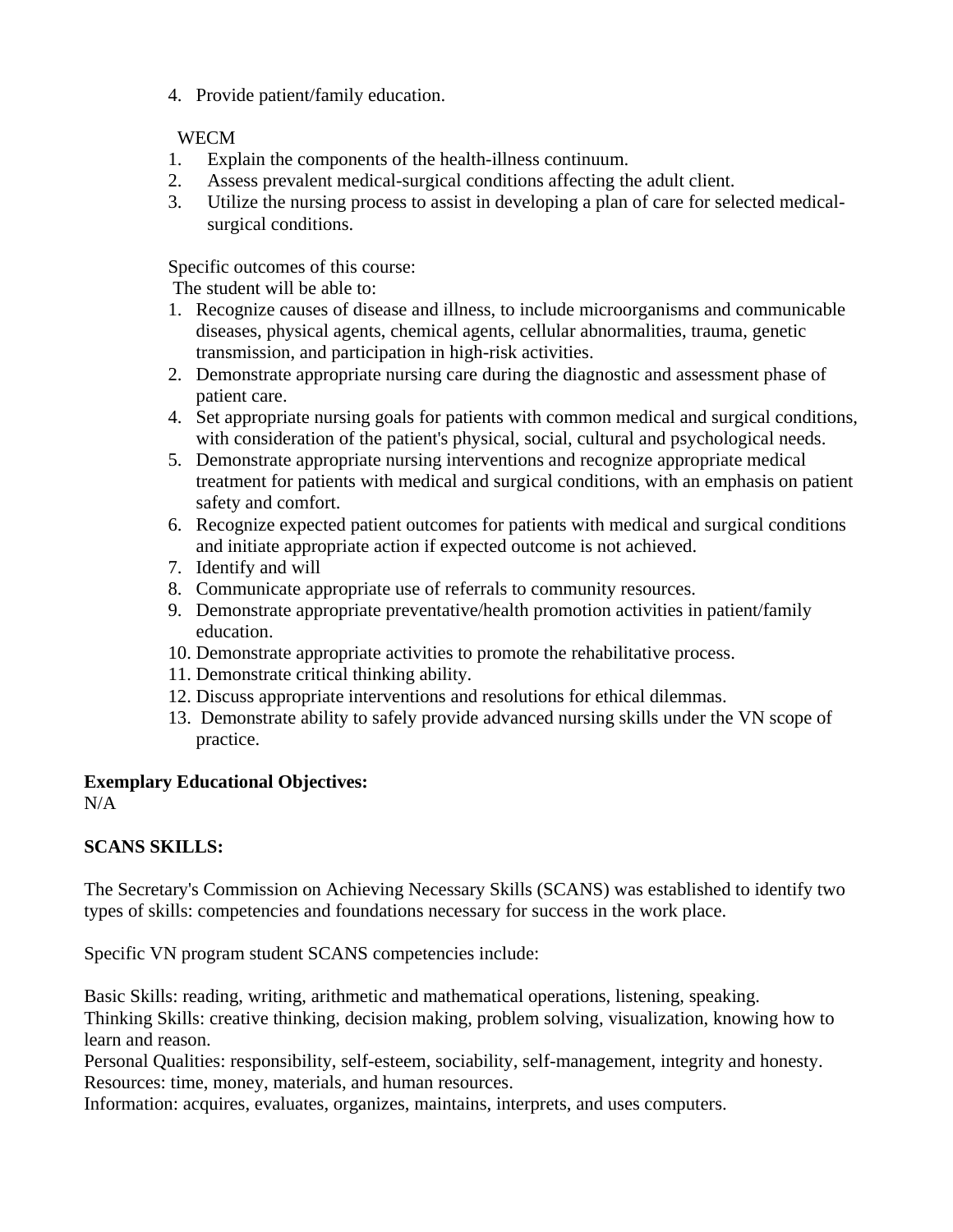4. Provide patient/family education.

WECM

1. Explain the components of the health-illness continuum.
2. Assess prevalent medical-surgical conditions affecting the adult client.
3. Utilize the nursing process to assist in developing a plan of care for selected medical-surgical conditions.

Specific outcomes of this course:
The student will be able to:

1. Recognize causes of disease and illness, to include microorganisms and communicable diseases, physical agents, chemical agents, cellular abnormalities, trauma, genetic transmission, and participation in high-risk activities.
2. Demonstrate appropriate nursing care during the diagnostic and assessment phase of patient care.
4. Set appropriate nursing goals for patients with common medical and surgical conditions, with consideration of the patient's physical, social, cultural and psychological needs.
5. Demonstrate appropriate nursing interventions and recognize appropriate medical treatment for patients with medical and surgical conditions, with an emphasis on patient safety and comfort.
6. Recognize expected patient outcomes for patients with medical and surgical conditions and initiate appropriate action if expected outcome is not achieved.
7. Identify and will
8. Communicate appropriate use of referrals to community resources.
9. Demonstrate appropriate preventative/health promotion activities in patient/family education.
10. Demonstrate appropriate activities to promote the rehabilitative process.
11. Demonstrate critical thinking ability.
12. Discuss appropriate interventions and resolutions for ethical dilemmas.
13. Demonstrate ability to safely provide advanced nursing skills under the VN scope of practice.

**Exemplary Educational Objectives:**
N/A

**SCANS SKILLS:**

The Secretary's Commission on Achieving Necessary Skills (SCANS) was established to identify two types of skills: competencies and foundations necessary for success in the work place.

Specific VN program student SCANS competencies include:

Basic Skills: reading, writing, arithmetic and mathematical operations, listening, speaking.
Thinking Skills: creative thinking, decision making, problem solving, visualization, knowing how to learn and reason.
Personal Qualities: responsibility, self-esteem, sociability, self-management, integrity and honesty.
Resources: time, money, materials, and human resources.
Information: acquires, evaluates, organizes, maintains, interprets, and uses computers.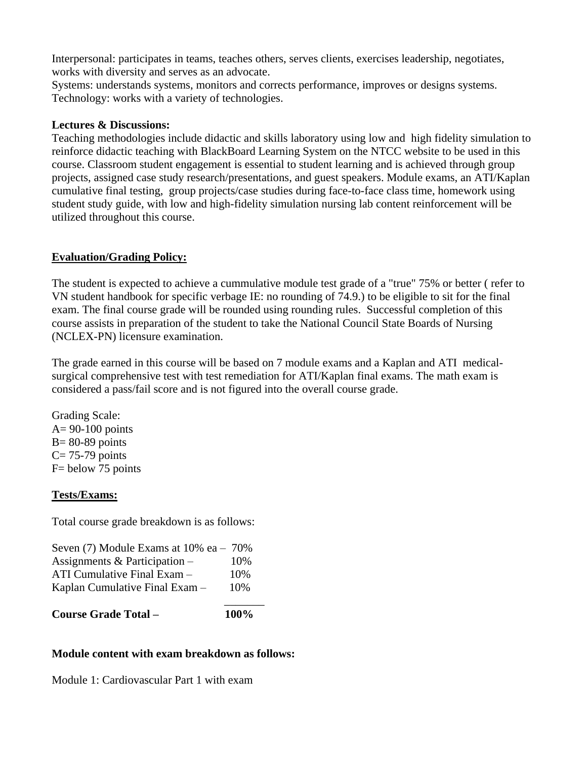Interpersonal: participates in teams, teaches others, serves clients, exercises leadership, negotiates, works with diversity and serves as an advocate.
Systems: understands systems, monitors and corrects performance, improves or designs systems.
Technology: works with a variety of technologies.

**Lectures & Discussions:**
Teaching methodologies include didactic and skills laboratory using low and high fidelity simulation to reinforce didactic teaching with BlackBoard Learning System on the NTCC website to be used in this course. Classroom student engagement is essential to student learning and is achieved through group projects, assigned case study research/presentations, and guest speakers. Module exams, an ATI/Kaplan cumulative final testing, group projects/case studies during face-to-face class time, homework using student study guide, with low and high-fidelity simulation nursing lab content reinforcement will be utilized throughout this course.

## Evaluation/Grading Policy:

The student is expected to achieve a cummulative module test grade of a "true" 75% or better ( refer to VN student handbook for specific verbage IE: no rounding of 74.9.) to be eligible to sit for the final exam. The final course grade will be rounded using rounding rules. Successful completion of this course assists in preparation of the student to take the National Council State Boards of Nursing (NCLEX-PN) licensure examination.

The grade earned in this course will be based on 7 module exams and a Kaplan and ATI medical-surgical comprehensive test with test remediation for ATI/Kaplan final exams. The math exam is considered a pass/fail score and is not figured into the overall course grade.

Grading Scale:
A= 90-100 points
B= 80-89 points
C= 75-79 points
F= below 75 points

## Tests/Exams:

Total course grade breakdown is as follows:

| | |
|---|---|
| Seven (7) Module Exams at 10% ea – | 70% |
| Assignments & Participation – | 10% |
| ATI Cumulative Final Exam – | 10% |
| Kaplan Cumulative Final Exam – | 10% |
| **Course Grade Total –** | **100%** |

**Module content with exam breakdown as follows:**

Module 1: Cardiovascular Part 1 with exam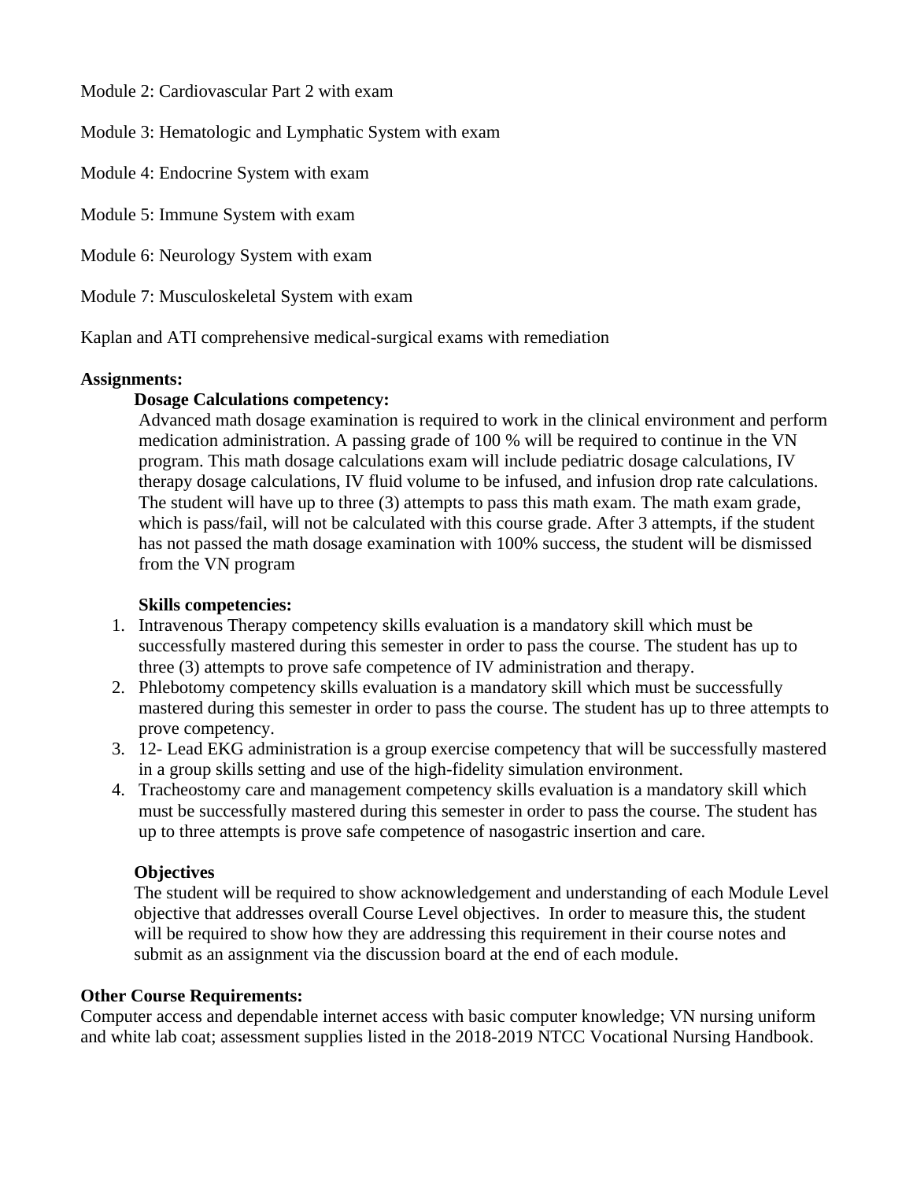Module 2: Cardiovascular Part 2 with exam

Module 3: Hematologic and Lymphatic System with exam

Module 4: Endocrine System with exam

Module 5: Immune System with exam

Module 6: Neurology System with exam

Module 7: Musculoskeletal System with exam

Kaplan and ATI comprehensive medical-surgical exams with remediation

**Assignments:**

**Dosage Calculations competency:**

Advanced math dosage examination is required to work in the clinical environment and perform medication administration. A passing grade of 100 % will be required to continue in the VN program. This math dosage calculations exam will include pediatric dosage calculations, IV therapy dosage calculations, IV fluid volume to be infused, and infusion drop rate calculations. The student will have up to three (3) attempts to pass this math exam. The math exam grade, which is pass/fail, will not be calculated with this course grade. After 3 attempts, if the student has not passed the math dosage examination with 100% success, the student will be dismissed from the VN program

**Skills competencies:**

1. Intravenous Therapy competency skills evaluation is a mandatory skill which must be successfully mastered during this semester in order to pass the course. The student has up to three (3) attempts to prove safe competence of IV administration and therapy.
2. Phlebotomy competency skills evaluation is a mandatory skill which must be successfully mastered during this semester in order to pass the course. The student has up to three attempts to prove competency.
3. 12- Lead EKG administration is a group exercise competency that will be successfully mastered in a group skills setting and use of the high-fidelity simulation environment.
4. Tracheostomy care and management competency skills evaluation is a mandatory skill which must be successfully mastered during this semester in order to pass the course. The student has up to three attempts is prove safe competence of nasogastric insertion and care.

**Objectives**

The student will be required to show acknowledgement and understanding of each Module Level objective that addresses overall Course Level objectives. In order to measure this, the student will be required to show how they are addressing this requirement in their course notes and submit as an assignment via the discussion board at the end of each module.

**Other Course Requirements:**

Computer access and dependable internet access with basic computer knowledge; VN nursing uniform and white lab coat; assessment supplies listed in the 2018-2019 NTCC Vocational Nursing Handbook.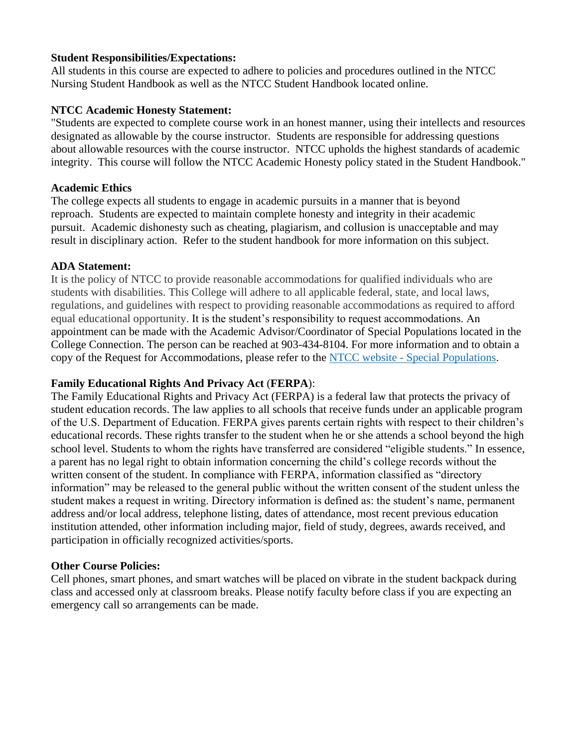**Student Responsibilities/Expectations:**
All students in this course are expected to adhere to policies and procedures outlined in the NTCC Nursing Student Handbook as well as the NTCC Student Handbook located online.

**NTCC Academic Honesty Statement:**
"Students are expected to complete course work in an honest manner, using their intellects and resources designated as allowable by the course instructor. Students are responsible for addressing questions about allowable resources with the course instructor. NTCC upholds the highest standards of academic integrity. This course will follow the NTCC Academic Honesty policy stated in the Student Handbook."

**Academic Ethics**
The college expects all students to engage in academic pursuits in a manner that is beyond reproach. Students are expected to maintain complete honesty and integrity in their academic pursuit. Academic dishonesty such as cheating, plagiarism, and collusion is unacceptable and may result in disciplinary action. Refer to the student handbook for more information on this subject.

**ADA Statement:**
It is the policy of NTCC to provide reasonable accommodations for qualified individuals who are students with disabilities. This College will adhere to all applicable federal, state, and local laws, regulations, and guidelines with respect to providing reasonable accommodations as required to afford equal educational opportunity. It is the student's responsibility to request accommodations. An appointment can be made with the Academic Advisor/Coordinator of Special Populations located in the College Connection. The person can be reached at 903-434-8104. For more information and to obtain a copy of the Request for Accommodations, please refer to the NTCC website - Special Populations.

**Family Educational Rights And Privacy Act (FERPA):**
The Family Educational Rights and Privacy Act (FERPA) is a federal law that protects the privacy of student education records. The law applies to all schools that receive funds under an applicable program of the U.S. Department of Education. FERPA gives parents certain rights with respect to their children's educational records. These rights transfer to the student when he or she attends a school beyond the high school level. Students to whom the rights have transferred are considered "eligible students." In essence, a parent has no legal right to obtain information concerning the child's college records without the written consent of the student. In compliance with FERPA, information classified as "directory information" may be released to the general public without the written consent of the student unless the student makes a request in writing. Directory information is defined as: the student's name, permanent address and/or local address, telephone listing, dates of attendance, most recent previous education institution attended, other information including major, field of study, degrees, awards received, and participation in officially recognized activities/sports.

**Other Course Policies:**
Cell phones, smart phones, and smart watches will be placed on vibrate in the student backpack during class and accessed only at classroom breaks. Please notify faculty before class if you are expecting an emergency call so arrangements can be made.